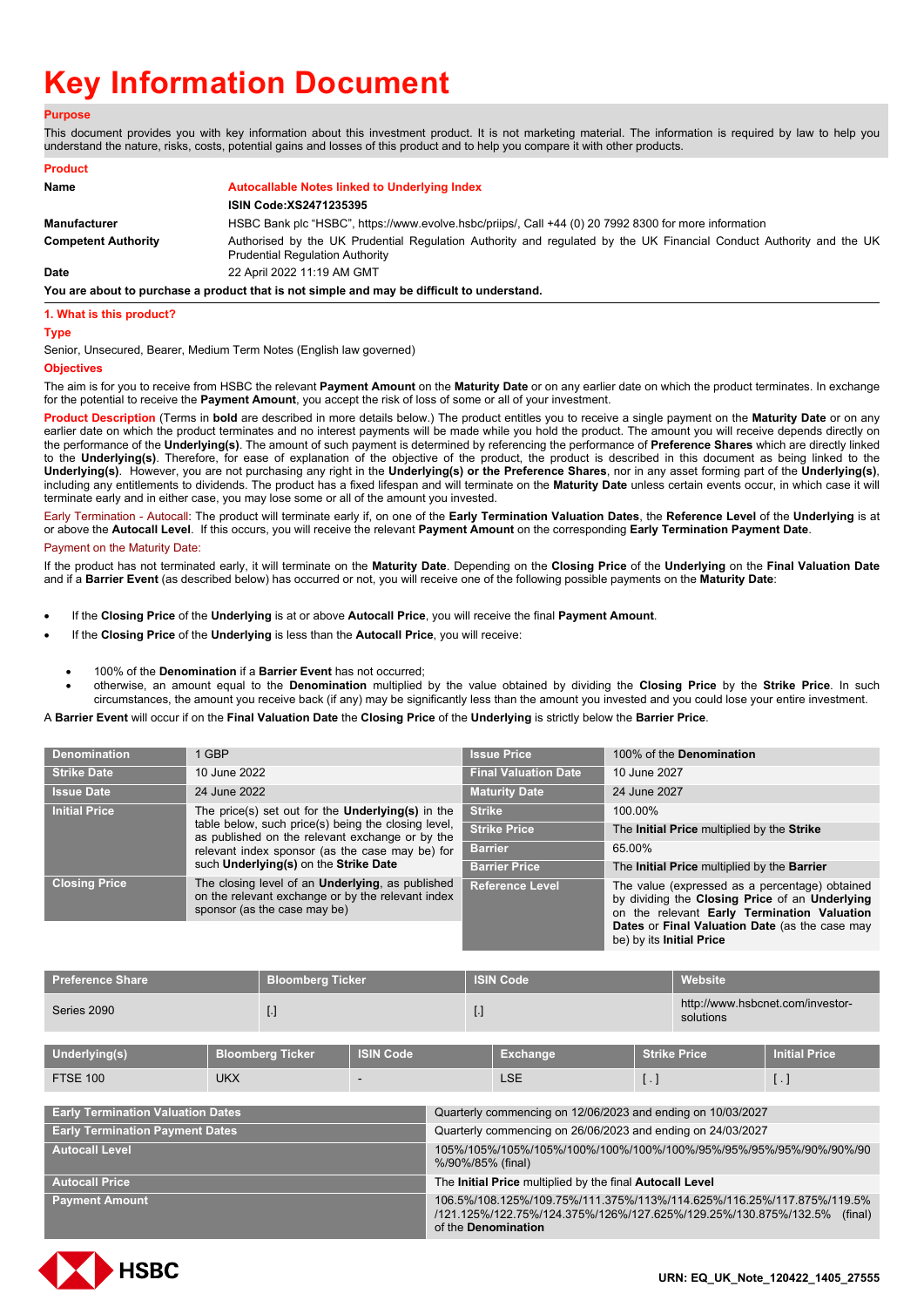# Key Information Document

**Purpose**

This document provides you with key information about this investment product. It is not marketing material. The information is required by law to help you understand the nature, risks, costs, potential gains and losses of this product and to help you compare it with other products.

**Product**

| | |
|---|---|
| **Name** | **Autocallable Notes linked to Underlying Index** |
| | **ISIN Code:XS2471235395** |
| **Manufacturer** | HSBC Bank plc "HSBC", https://www.evolve.hsbc/priips/, Call +44 (0) 20 7992 8300 for more information |
| **Competent Authority** | Authorised by the UK Prudential Regulation Authority and regulated by the UK Financial Conduct Authority and the UK Prudential Regulation Authority |
| **Date** | 22 April 2022 11:19 AM GMT |

**You are about to purchase a product that is not simple and may be difficult to understand.**

## 1. What is this product?

**Type**

Senior, Unsecured, Bearer, Medium Term Notes (English law governed)

**Objectives**

The aim is for you to receive from HSBC the relevant **Payment Amount** on the **Maturity Date** or on any earlier date on which the product terminates. In exchange for the potential to receive the **Payment Amount**, you accept the risk of loss of some or all of your investment.

Product Description (Terms in **bold** are described in more details below.) The product entitles you to receive a single payment on the **Maturity Date** or on any earlier date on which the product terminates and no interest payments will be made while you hold the product. The amount you will receive depends directly on the performance of the **Underlying(s)**. The amount of such payment is determined by referencing the performance of **Preference Shares** which are directly linked to the **Underlying(s)**. Therefore, for ease of explanation of the objective of the product, the product is described in this document as being linked to the **Underlying(s)**. However, you are not purchasing any right in the **Underlying(s) or the Preference Shares**, nor in any asset forming part of the **Underlying(s)**, including any entitlements to dividends. The product has a fixed lifespan and will terminate on the **Maturity Date** unless certain events occur, in which case it will terminate early and in either case, you may lose some or all of the amount you invested.

Early Termination - Autocall: The product will terminate early if, on one of the **Early Termination Valuation Dates**, the **Reference Level** of the **Underlying** is at or above the **Autocall Level**. If this occurs, you will receive the relevant **Payment Amount** on the corresponding **Early Termination Payment Date**.

Payment on the Maturity Date:

If the product has not terminated early, it will terminate on the **Maturity Date**. Depending on the **Closing Price** of the **Underlying** on the **Final Valuation Date** and if a **Barrier Event** (as described below) has occurred or not, you will receive one of the following possible payments on the **Maturity Date**:

- If the **Closing Price** of the **Underlying** is at or above **Autocall Price**, you will receive the final **Payment Amount**.
- If the **Closing Price** of the **Underlying** is less than the **Autocall Price**, you will receive:
  - 100% of the **Denomination** if a **Barrier Event** has not occurred;
  - otherwise, an amount equal to the **Denomination** multiplied by the value obtained by dividing the **Closing Price** by the **Strike Price**. In such circumstances, the amount you receive back (if any) may be significantly less than the amount you invested and you could lose your entire investment.

A **Barrier Event** will occur if on the **Final Valuation Date** the **Closing Price** of the **Underlying** is strictly below the **Barrier Price**.

| | | | |
|---|---|---|---|
| **Denomination** | 1 GBP | **Issue Price** | 100% of the **Denomination** |
| **Strike Date** | 10 June 2022 | **Final Valuation Date** | 10 June 2027 |
| **Issue Date** | 24 June 2022 | **Maturity Date** | 24 June 2027 |
| **Initial Price** | The price(s) set out for the **Underlying(s)** in the table below, such price(s) being the closing level, as published on the relevant exchange or by the relevant index sponsor (as the case may be) for such **Underlying(s)** on the **Strike Date** | **Strike** | 100.00% |
| | | **Strike Price** | The **Initial Price** multiplied by the **Strike** |
| | | **Barrier** | 65.00% |
| | | **Barrier Price** | The **Initial Price** multiplied by the **Barrier** |
| **Closing Price** | The closing level of an **Underlying**, as published on the relevant exchange or by the relevant index sponsor (as the case may be) | **Reference Level** | The value (expressed as a percentage) obtained by dividing the **Closing Price** of an **Underlying** on the relevant **Early Termination Valuation Dates** or **Final Valuation Date** (as the case may be) by its **Initial Price** |

| Preference Share | Bloomberg Ticker | ISIN Code | Website |
|---|---|---|---|
| Series 2090 | [] | [] | http://www.hsbcnet.com/investor-solutions |

| Underlying(s) | Bloomberg Ticker | ISIN Code | Exchange | Strike Price | Initial Price |
|---|---|---|---|---|---|
| FTSE 100 | UKX | - | LSE | [ . ] | [ . ] |

| | |
|---|---|
| **Early Termination Valuation Dates** | Quarterly commencing on 12/06/2023 and ending on 10/03/2027 |
| **Early Termination Payment Dates** | Quarterly commencing on 26/06/2023 and ending on 24/03/2027 |
| **Autocall Level** | 105%/105%/105%/105%/100%/100%/100%/100%/95%/95%/95%/95%/90%/90%/90%/85% (final) |
| **Autocall Price** | The **Initial Price** multiplied by the final **Autocall Level** |
| **Payment Amount** | 106.5%/108.125%/109.75%/111.375%/113%/114.625%/116.25%/117.875%/119.5%/121.125%/122.75%/124.375%/126%/127.625%/129.25%/130.875%/132.5% (final) of the **Denomination** |

URN: EQ_UK_Note_120422_1405_27555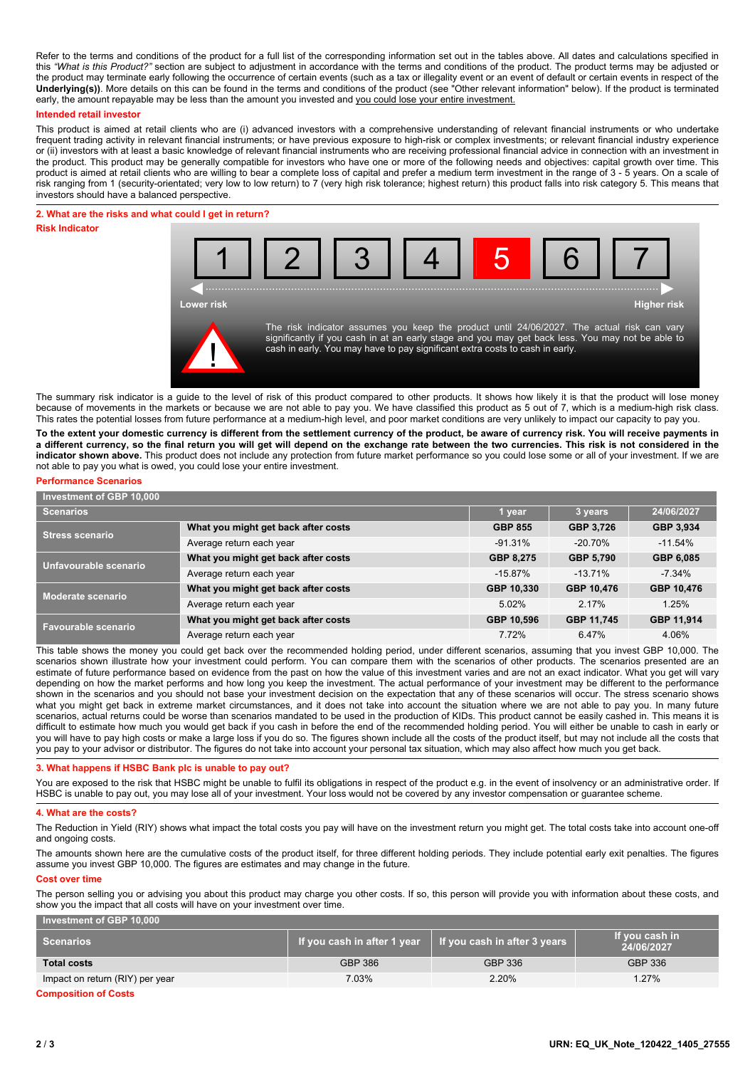Refer to the terms and conditions of the product for a full list of the corresponding information set out in the tables above. All dates and calculations specified in this *"What is this Product?"* section are subject to adjustment in accordance with the terms and conditions of the product. The product terms may be adjusted or the product may terminate early following the occurrence of certain events (such as a tax or illegality event or an event of default or certain events in respect of the **Underlying(s)**). More details on this can be found in the terms and conditions of the product (see "Other relevant information" below). If the product is terminated early, the amount repayable may be less than the amount you invested and you could lose your entire investment.

**Intended retail investor**

This product is aimed at retail clients who are (i) advanced investors with a comprehensive understanding of relevant financial instruments or who undertake frequent trading activity in relevant financial instruments; or have previous exposure to high-risk or complex investments; or relevant financial industry experience or (ii) investors with at least a basic knowledge of relevant financial instruments who are receiving professional financial advice in connection with an investment in the product. This product may be generally compatible for investors who have one or more of the following needs and objectives: capital growth over time. This product is aimed at retail clients who are willing to bear a complete loss of capital and prefer a medium term investment in the range of 3 - 5 years. On a scale of risk ranging from 1 (security-orientated; very low to low return) to 7 (very high risk tolerance; highest return) this product falls into risk category 5. This means that investors should have a balanced perspective.

## 2. What are the risks and what could I get in return?

**Risk Indicator**

1 2 3 **[5]** 4 6 7

Lower risk — Higher risk

The risk indicator assumes you keep the product until 24/06/2027. The actual risk can vary significantly if you cash in at an early stage and you may get back less. You may not be able to cash in early. You may have to pay significant extra costs to cash in early.

The summary risk indicator is a guide to the level of risk of this product compared to other products. It shows how likely it is that the product will lose money because of movements in the markets or because we are not able to pay you. We have classified this product as 5 out of 7, which is a medium-high risk class. This rates the potential losses from future performance at a medium-high level, and poor market conditions are very unlikely to impact our capacity to pay you.

**To the extent your domestic currency is different from the settlement currency of the product, be aware of currency risk. You will receive payments in a different currency, so the final return you will get will depend on the exchange rate between the two currencies. This risk is not considered in the indicator shown above.** This product does not include any protection from future market performance so you could lose some or all of your investment. If we are not able to pay you what is owed, you could lose your entire investment.

**Performance Scenarios**

| Investment of GBP 10,000 | | | | |
|---|---|---|---|---|
| **Scenarios** | | **1 year** | **3 years** | **24/06/2027** |
| **Stress scenario** | **What you might get back after costs** | **GBP 855** | **GBP 3,726** | **GBP 3,934** |
| | Average return each year | -91.31% | -20.70% | -11.54% |
| **Unfavourable scenario** | **What you might get back after costs** | **GBP 8,275** | **GBP 5,790** | **GBP 6,085** |
| | Average return each year | -15.87% | -13.71% | -7.34% |
| **Moderate scenario** | **What you might get back after costs** | **GBP 10,330** | **GBP 10,476** | **GBP 10,476** |
| | Average return each year | 5.02% | 2.17% | 1.25% |
| **Favourable scenario** | **What you might get back after costs** | **GBP 10,596** | **GBP 11,745** | **GBP 11,914** |
| | Average return each year | 7.72% | 6.47% | 4.06% |

This table shows the money you could get back over the recommended holding period, under different scenarios, assuming that you invest GBP 10,000. The scenarios shown illustrate how your investment could perform. You can compare them with the scenarios of other products. The scenarios presented are an estimate of future performance based on evidence from the past on how the value of this investment varies and are not an exact indicator. What you get will vary depending on how the market performs and how long you keep the investment. The actual performance of your investment may be different to the performance shown in the scenarios and you should not base your investment decision on the expectation that any of these scenarios will occur. The stress scenario shows what you might get back in extreme market circumstances, and it does not take into account the situation where we are not able to pay you. In many future scenarios, actual returns could be worse than scenarios mandated to be used in the production of KIDs. This product cannot be easily cashed in. This means it is difficult to estimate how much you would get back if you cash in before the end of the recommended holding period. You will either be unable to cash in early or you will have to pay high costs or make a large loss if you do so. The figures shown include all the costs of the product itself, but may not include all the costs that you pay to your advisor or distributor. The figures do not take into account your personal tax situation, which may also affect how much you get back.

## 3. What happens if HSBC Bank plc is unable to pay out?

You are exposed to the risk that HSBC might be unable to fulfil its obligations in respect of the product e.g. in the event of insolvency or an administrative order. If HSBC is unable to pay out, you may lose all of your investment. Your loss would not be covered by any investor compensation or guarantee scheme.

## 4. What are the costs?

The Reduction in Yield (RIY) shows what impact the total costs you pay will have on the investment return you might get. The total costs take into account one-off and ongoing costs.

The amounts shown here are the cumulative costs of the product itself, for three different holding periods. They include potential early exit penalties. The figures assume you invest GBP 10,000. The figures are estimates and may change in the future.

**Cost over time**

The person selling you or advising you about this product may charge you other costs. If so, this person will provide you with information about these costs, and show you the impact that all costs will have on your investment over time.

| Investment of GBP 10,000 | | | |
|---|---|---|---|
| **Scenarios** | **If you cash in after 1 year** | **If you cash in after 3 years** | **If you cash in 24/06/2027** |
| **Total costs** | GBP 386 | GBP 336 | GBP 336 |
| Impact on return (RIY) per year | 7.03% | 2.20% | 1.27% |

**Composition of Costs**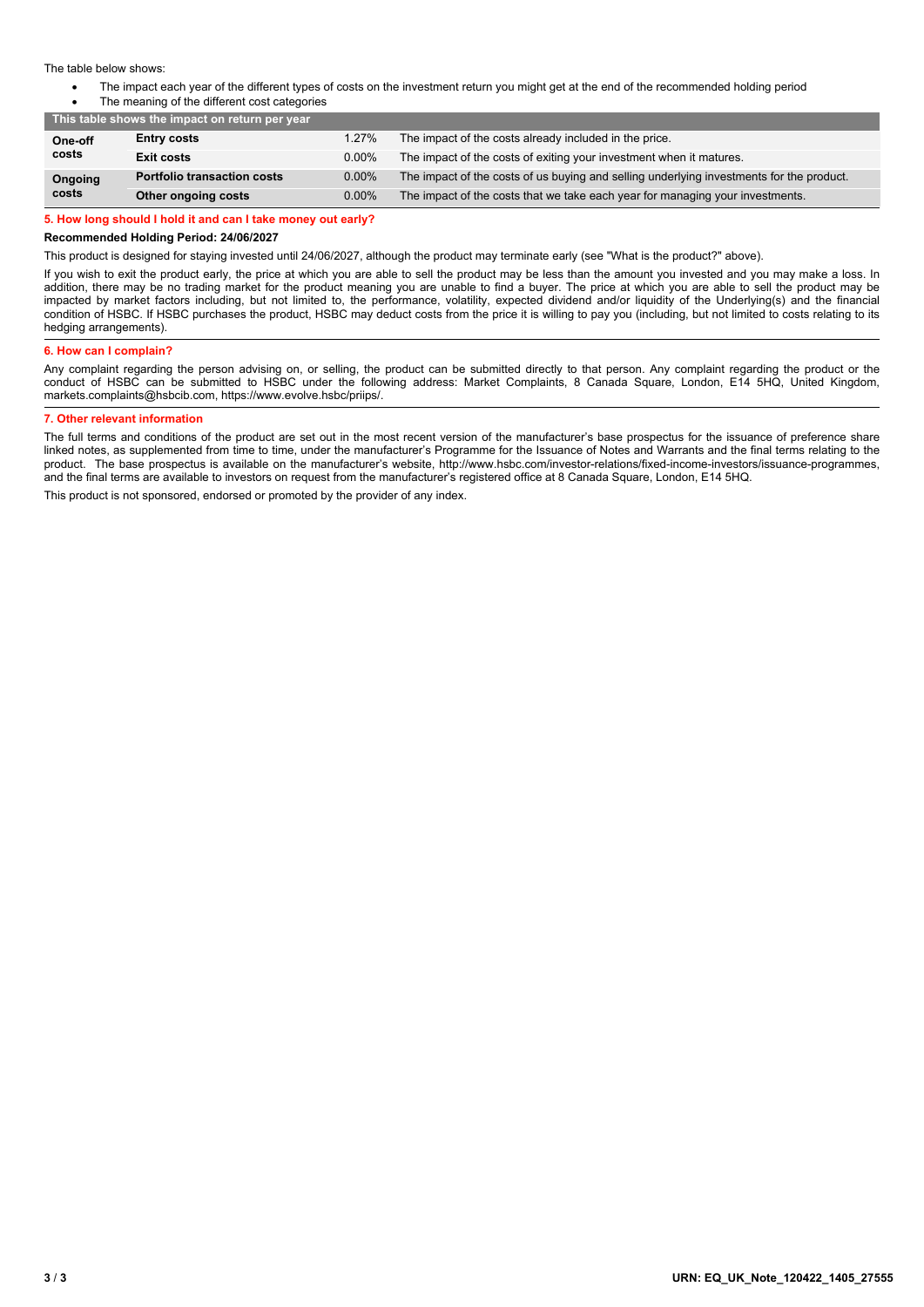The table below shows:

- The impact each year of the different types of costs on the investment return you might get at the end of the recommended holding period
- The meaning of the different cost categories

| This table shows the impact on return per year | | | |
|---|---|---|---|
| One-off costs | Entry costs | 1.27% | The impact of the costs already included in the price. |
| | Exit costs | 0.00% | The impact of the costs of exiting your investment when it matures. |
| Ongoing costs | Portfolio transaction costs | 0.00% | The impact of the costs of us buying and selling underlying investments for the product. |
| | Other ongoing costs | 0.00% | The impact of the costs that we take each year for managing your investments. |

## 5. How long should I hold it and can I take money out early?

**Recommended Holding Period: 24/06/2027**

This product is designed for staying invested until 24/06/2027, although the product may terminate early (see "What is the product?" above).

If you wish to exit the product early, the price at which you are able to sell the product may be less than the amount you invested and you may make a loss. In addition, there may be no trading market for the product meaning you are unable to find a buyer. The price at which you are able to sell the product may be impacted by market factors including, but not limited to, the performance, volatility, expected dividend and/or liquidity of the Underlying(s) and the financial condition of HSBC. If HSBC purchases the product, HSBC may deduct costs from the price it is willing to pay you (including, but not limited to costs relating to its hedging arrangements).

## 6. How can I complain?

Any complaint regarding the person advising on, or selling, the product can be submitted directly to that person. Any complaint regarding the product or the conduct of HSBC can be submitted to HSBC under the following address: Market Complaints, 8 Canada Square, London, E14 5HQ, United Kingdom, markets.complaints@hsbcib.com, https://www.evolve.hsbc/priips/.

## 7. Other relevant information

The full terms and conditions of the product are set out in the most recent version of the manufacturer's base prospectus for the issuance of preference share linked notes, as supplemented from time to time, under the manufacturer's Programme for the Issuance of Notes and Warrants and the final terms relating to the product. The base prospectus is available on the manufacturer's website, http://www.hsbc.com/investor-relations/fixed-income-investors/issuance-programmes, and the final terms are available to investors on request from the manufacturer's registered office at 8 Canada Square, London, E14 5HQ.

This product is not sponsored, endorsed or promoted by the provider of any index.

URN: EQ_UK_Note_120422_1405_27555